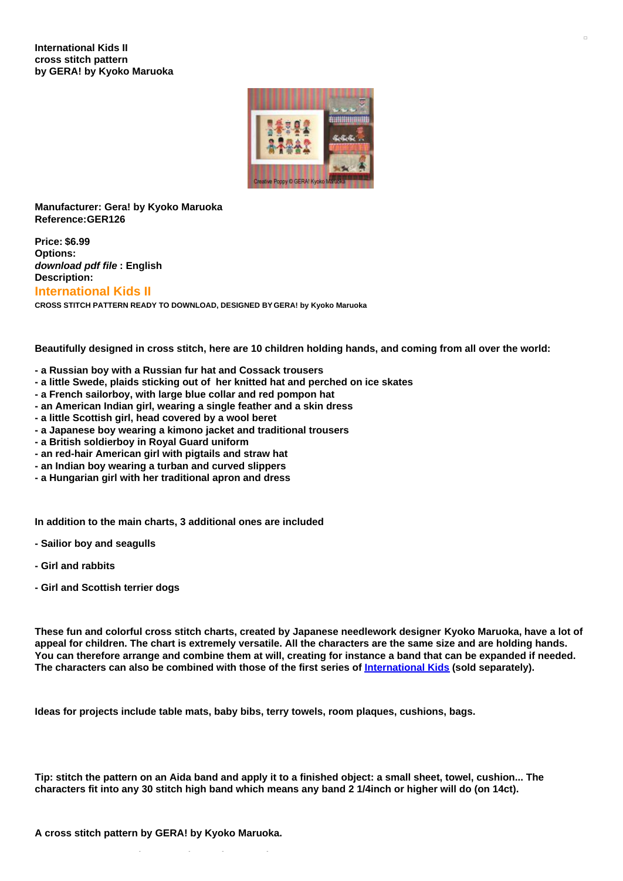**International Kids II**
**cross stitch pattern**
**by GERA! by Kyoko Maruoka**

**Manufacturer: Gera! by Kyoko Maruoka**
**Reference:GER126**

**Price: $6.99**
**Options:**
***download pdf file* : English**
**Description:**

## International Kids II

**CROSS STITCH PATTERN READY TO DOWNLOAD, DESIGNED BY GERA! by Kyoko Maruoka**

**Beautifully designed in cross stitch, here are 10 children holding hands, and coming from all over the world:**

- **a Russian boy with a Russian fur hat and Cossack trousers**
- **a little Swede, plaids sticking out of her knitted hat and perched on ice skates**
- **a French sailorboy, with large blue collar and red pompon hat**
- **an American Indian girl, wearing a single feather and a skin dress**
- **a little Scottish girl, head covered by a wool beret**
- **a Japanese boy wearing a kimono jacket and traditional trousers**
- **a British soldierboy in Royal Guard uniform**
- **an red-hair American girl with pigtails and straw hat**
- **an Indian boy wearing a turban and curved slippers**
- **a Hungarian girl with her traditional apron and dress**

**In addition to the main charts, 3 additional ones are included**

- **Sailior boy and seagulls**
- **Girl and rabbits**
- **Girl and Scottish terrier dogs**

**These fun and colorful cross stitch charts, created by Japanese needlework designer Kyoko Maruoka, have a lot of appeal for children. The chart is extremely versatile. All the characters are the same size and are holding hands. You can therefore arrange and combine them at will, creating for instance a band that can be expanded if needed. The characters can also be combined with those of the first series of International Kids (sold separately).**

**Ideas for projects include table mats, baby bibs, terry towels, room plaques, cushions, bags.**

**Tip: stitch the pattern on an Aida band and apply it to a finished object: a small sheet, towel, cushion... The characters fit into any 30 stitch high band which means any band 2 1/4inch or higher will do (on 14ct).**

**A cross stitch pattern by GERA! by Kyoko Maruoka.**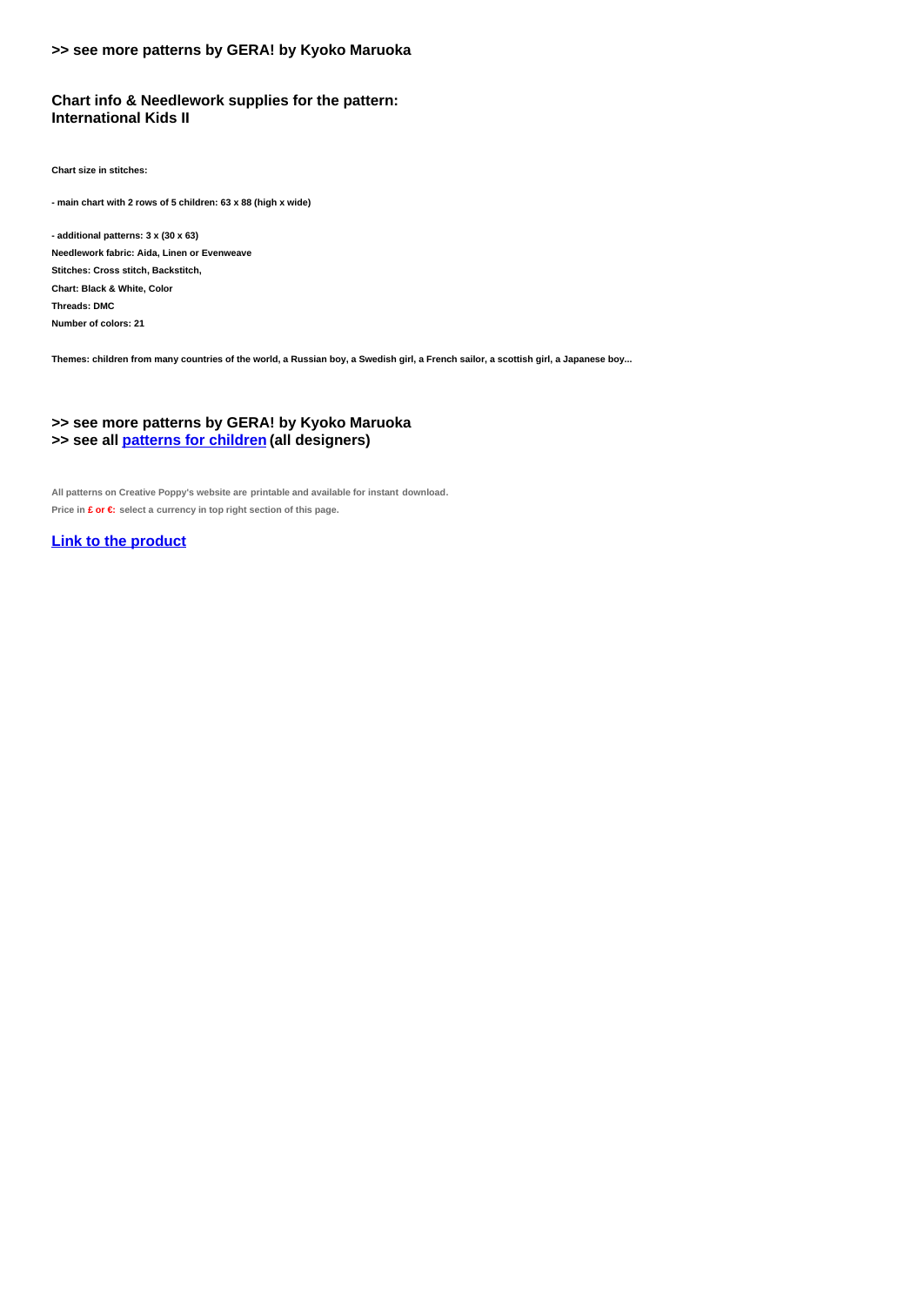**>> see more patterns by GERA! by Kyoko Maruoka**

## Chart info & Needlework supplies for the pattern: International Kids II

**Chart size in stitches:**

**- main chart with 2 rows of 5 children: 63 x 88 (high x wide)**

**- additional patterns: 3 x (30 x 63)**
**Needlework fabric: Aida, Linen or Evenweave**
**Stitches: Cross stitch, Backstitch,**
**Chart: Black & White, Color**
**Threads: DMC**
**Number of colors: 21**

**Themes: children from many countries of the world, a Russian boy, a Swedish girl, a French sailor, a scottish girl, a Japanese boy...**

**>> see more patterns by GERA! by Kyoko Maruoka**
**>> see all [patterns for children](#) (all designers)**

All patterns on Creative Poppy's website are printable and available for instant download.
Price in £ or €: select a currency in top right section of this page.

**[Link to the product](#)**